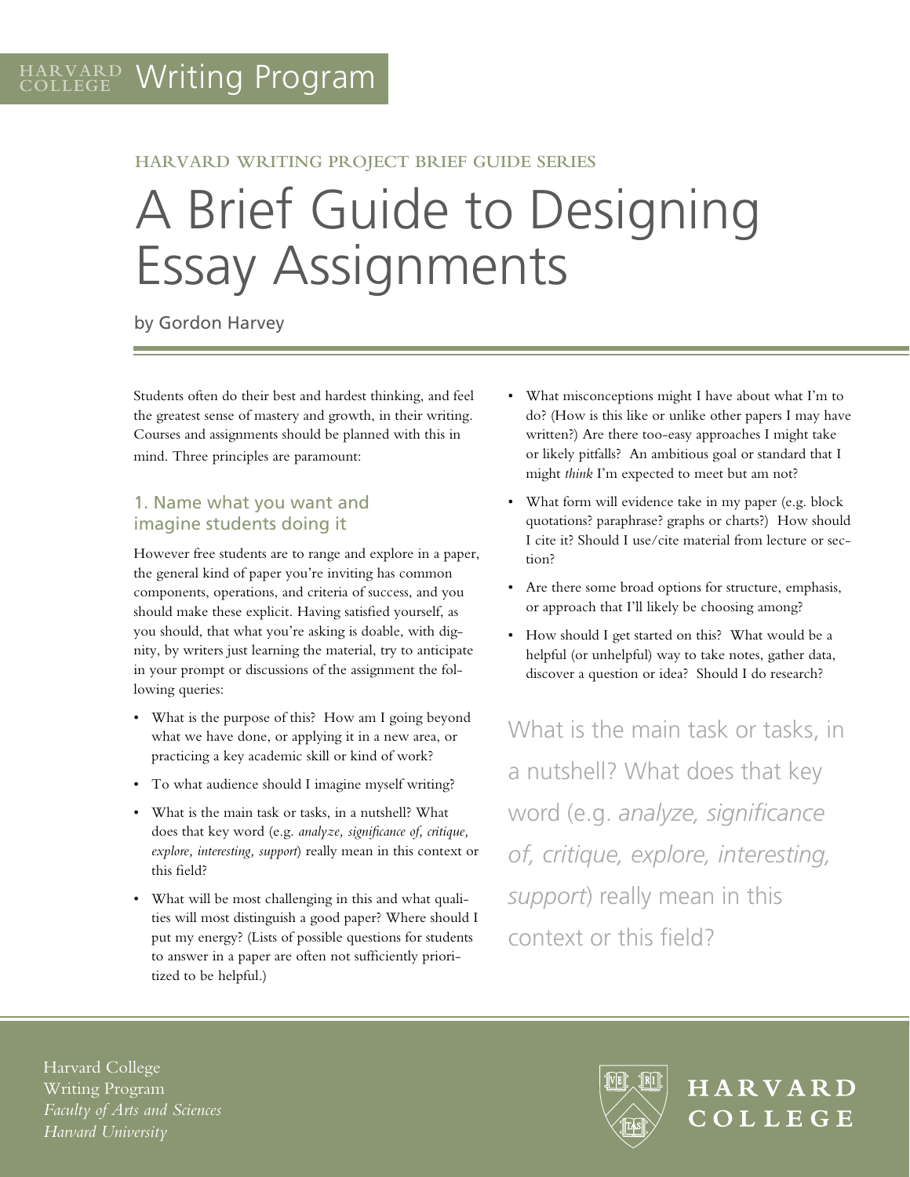HARVARD COLLEGE Writing Program

HARVARD WRITING PROJECT BRIEF GUIDE SERIES

# A Brief Guide to Designing Essay Assignments

by Gordon Harvey

Students often do their best and hardest thinking, and feel the greatest sense of mastery and growth, in their writing. Courses and assignments should be planned with this in mind. Three principles are paramount:

## 1. Name what you want and imagine students doing it

However free students are to range and explore in a paper, the general kind of paper you're inviting has common components, operations, and criteria of success, and you should make these explicit. Having satisfied yourself, as you should, that what you're asking is doable, with dignity, by writers just learning the material, try to anticipate in your prompt or discussions of the assignment the following queries:

- What is the purpose of this? How am I going beyond what we have done, or applying it in a new area, or practicing a key academic skill or kind of work?
- To what audience should I imagine myself writing?
- What is the main task or tasks, in a nutshell? What does that key word (e.g. *analyze, significance of, critique, explore, interesting, support*) really mean in this context or this field?
- What will be most challenging in this and what qualities will most distinguish a good paper? Where should I put my energy? (Lists of possible questions for students to answer in a paper are often not sufficiently prioritized to be helpful.)
- What misconceptions might I have about what I'm to do? (How is this like or unlike other papers I may have written?) Are there too-easy approaches I might take or likely pitfalls? An ambitious goal or standard that I might *think* I'm expected to meet but am not?
- What form will evidence take in my paper (e.g. block quotations? paraphrase? graphs or charts?) How should I cite it? Should I use/cite material from lecture or section?
- Are there some broad options for structure, emphasis, or approach that I'll likely be choosing among?
- How should I get started on this? What would be a helpful (or unhelpful) way to take notes, gather data, discover a question or idea? Should I do research?

> What is the main task or tasks, in a nutshell? What does that key word (e.g. *analyze, significance of, critique, explore, interesting, support*) really mean in this context or this field?

Harvard College
Writing Program
*Faculty of Arts and Sciences*
*Harvard University*

HARVARD COLLEGE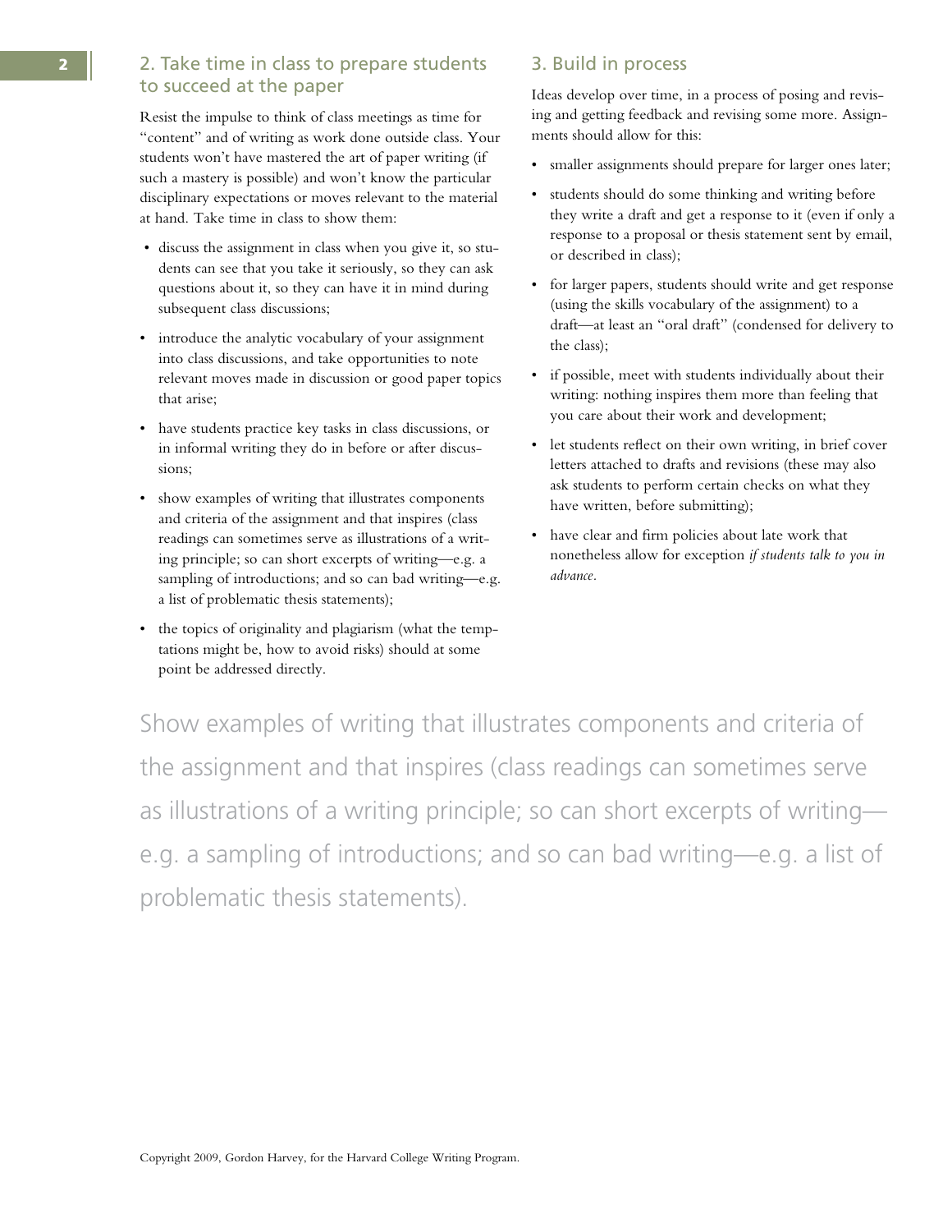## 2. Take time in class to prepare students to succeed at the paper

Resist the impulse to think of class meetings as time for "content" and of writing as work done outside class. Your students won't have mastered the art of paper writing (if such a mastery is possible) and won't know the particular disciplinary expectations or moves relevant to the material at hand. Take time in class to show them:

- discuss the assignment in class when you give it, so students can see that you take it seriously, so they can ask questions about it, so they can have it in mind during subsequent class discussions;
- introduce the analytic vocabulary of your assignment into class discussions, and take opportunities to note relevant moves made in discussion or good paper topics that arise;
- have students practice key tasks in class discussions, or in informal writing they do in before or after discussions;
- show examples of writing that illustrates components and criteria of the assignment and that inspires (class readings can sometimes serve as illustrations of a writing principle; so can short excerpts of writing—e.g. a sampling of introductions; and so can bad writing—e.g. a list of problematic thesis statements);
- the topics of originality and plagiarism (what the temptations might be, how to avoid risks) should at some point be addressed directly.

## 3. Build in process

Ideas develop over time, in a process of posing and revising and getting feedback and revising some more. Assignments should allow for this:

- smaller assignments should prepare for larger ones later;
- students should do some thinking and writing before they write a draft and get a response to it (even if only a response to a proposal or thesis statement sent by email, or described in class);
- for larger papers, students should write and get response (using the skills vocabulary of the assignment) to a draft—at least an "oral draft" (condensed for delivery to the class);
- if possible, meet with students individually about their writing: nothing inspires them more than feeling that you care about their work and development;
- let students reflect on their own writing, in brief cover letters attached to drafts and revisions (these may also ask students to perform certain checks on what they have written, before submitting);
- have clear and firm policies about late work that nonetheless allow for exception *if students talk to you in advance*.

Show examples of writing that illustrates components and criteria of the assignment and that inspires (class readings can sometimes serve as illustrations of a writing principle; so can short excerpts of writing—e.g. a sampling of introductions; and so can bad writing—e.g. a list of problematic thesis statements).

Copyright 2009, Gordon Harvey, for the Harvard College Writing Program.